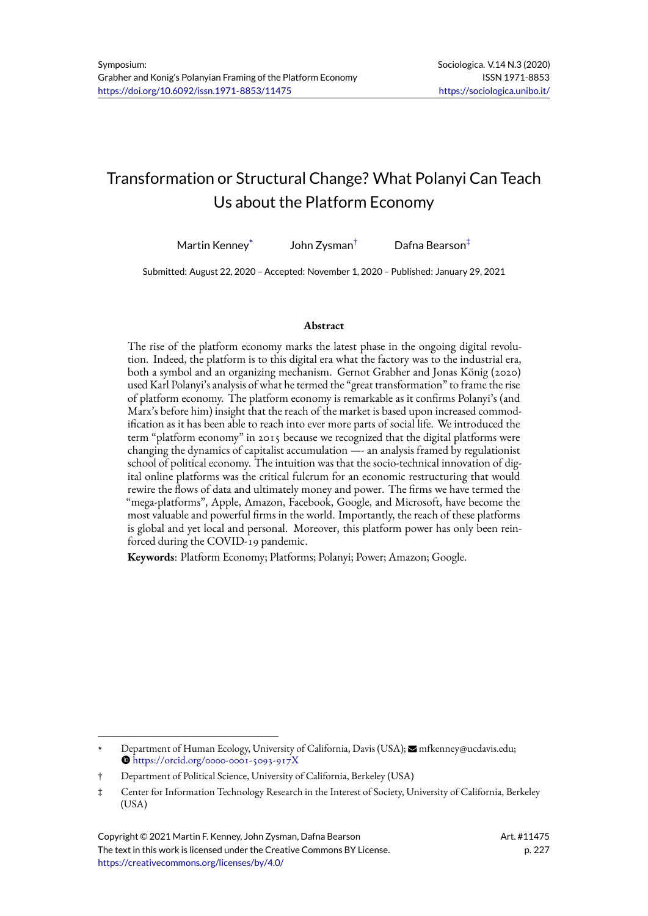# Transformation or Structural Change? What Polanyi Can Teach Us about the Platform Economy

Martin Kenney[*] John Zysman[†] Dafna Bearson[‡]

Submitted: August 22, 2020 – Accepted: November 1, 2020 – Published: January 29, 2021

### Abstract

The rise of the platform economy marks the latest phase in the ongoing digital revolution. Indeed, the platform is to this digital era what the factory was to the industrial era, both a symbol and an organizing mechanism. Gernot Grabher and Jonas König (2020) used Karl Polanyi's analysis of what he termed the "great transformation" to frame the rise of platform economy. The platform economy is remarkable as it confirms Polanyi's (and Marx's before him) insight that the reach of the market is based upon increased commodification as it has been able to reach into ever more parts of social life. We introduced the term "platform economy" in 2015 because we recognized that the digital platforms were changing the dynamics of capitalist accumulation —- an analysis framed by regulationist school of political economy. The intuition was that the socio-technical innovation of digital online platforms was the critical fulcrum for an economic restructuring that would rewire the flows of data and ultimately money and power. The firms we have termed the "mega-platforms", Apple, Amazon, Facebook, Google, and Microsoft, have become the most valuable and powerful firms in the world. Importantly, the reach of these platforms is global and yet local and personal. Moreover, this platform power has only been reinforced during the COVID-19 pandemic.

**Keywords**: Platform Economy; Platforms; Polanyi; Power; Amazon; Google.

---

[*] Department of Human Ecology, University of California, Davis (USA); mfkenney@ucdavis.edu; https://orcid.org/0000-0001-5093-917X

[†] Department of Political Science, University of California, Berkeley (USA)

[‡] Center for Information Technology Research in the Interest of Society, University of California, Berkeley (USA)

Copyright © 2021 Martin F. Kenney, John Zysman, Dafna Bearson
The text in this work is licensed under the Creative Commons BY License.
https://creativecommons.org/licenses/by/4.0/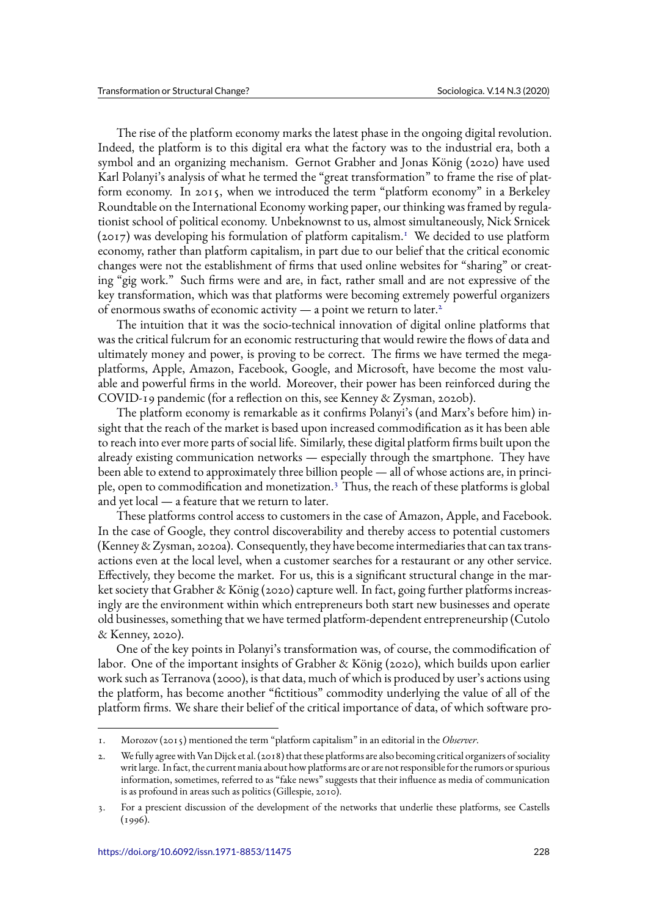The rise of the platform economy marks the latest phase in the ongoing digital revolution. Indeed, the platform is to this digital era what the factory was to the industrial era, both a symbol and an organizing mechanism. Gernot Grabher and Jonas König (2020) have used Karl Polanyi's analysis of what he termed the "great transformation" to frame the rise of platform economy. In 2015, when we introduced the term "platform economy" in a Berkeley Roundtable on the International Economy working paper, our thinking was framed by regulationist school of political economy. Unbeknownst to us, almost simultaneously, Nick Srnicek (2017) was developing his formulation of platform capitalism.[1] We decided to use platform economy, rather than platform capitalism, in part due to our belief that the critical economic changes were not the establishment of firms that used online websites for "sharing" or creating "gig work." Such firms were and are, in fact, rather small and are not expressive of the key transformation, which was that platforms were becoming extremely powerful organizers of enormous swaths of economic activity — a point we return to later.[2]

The intuition that it was the socio-technical innovation of digital online platforms that was the critical fulcrum for an economic restructuring that would rewire the flows of data and ultimately money and power, is proving to be correct. The firms we have termed the mega-platforms, Apple, Amazon, Facebook, Google, and Microsoft, have become the most valuable and powerful firms in the world. Moreover, their power has been reinforced during the COVID-19 pandemic (for a reflection on this, see Kenney & Zysman, 2020b).

The platform economy is remarkable as it confirms Polanyi's (and Marx's before him) insight that the reach of the market is based upon increased commodification as it has been able to reach into ever more parts of social life. Similarly, these digital platform firms built upon the already existing communication networks — especially through the smartphone. They have been able to extend to approximately three billion people — all of whose actions are, in principle, open to commodification and monetization.[3] Thus, the reach of these platforms is global and yet local — a feature that we return to later.

These platforms control access to customers in the case of Amazon, Apple, and Facebook. In the case of Google, they control discoverability and thereby access to potential customers (Kenney & Zysman, 2020a). Consequently, they have become intermediaries that can tax transactions even at the local level, when a customer searches for a restaurant or any other service. Effectively, they become the market. For us, this is a significant structural change in the market society that Grabher & König (2020) capture well. In fact, going further platforms increasingly are the environment within which entrepreneurs both start new businesses and operate old businesses, something that we have termed platform-dependent entrepreneurship (Cutolo & Kenney, 2020).

One of the key points in Polanyi's transformation was, of course, the commodification of labor. One of the important insights of Grabher & König (2020), which builds upon earlier work such as Terranova (2000), is that data, much of which is produced by user's actions using the platform, has become another "fictitious" commodity underlying the value of all of the platform firms. We share their belief of the critical importance of data, of which software pro-

---

1. Morozov (2015) mentioned the term "platform capitalism" in an editorial in the *Observer*.

2. We fully agree with Van Dijck et al. (2018) that these platforms are also becoming critical organizers of sociality writ large. In fact, the current mania about how platforms are or are not responsible for the rumors or spurious information, sometimes, referred to as "fake news" suggests that their influence as media of communication is as profound in areas such as politics (Gillespie, 2010).

3. For a prescient discussion of the development of the networks that underlie these platforms, see Castells (1996).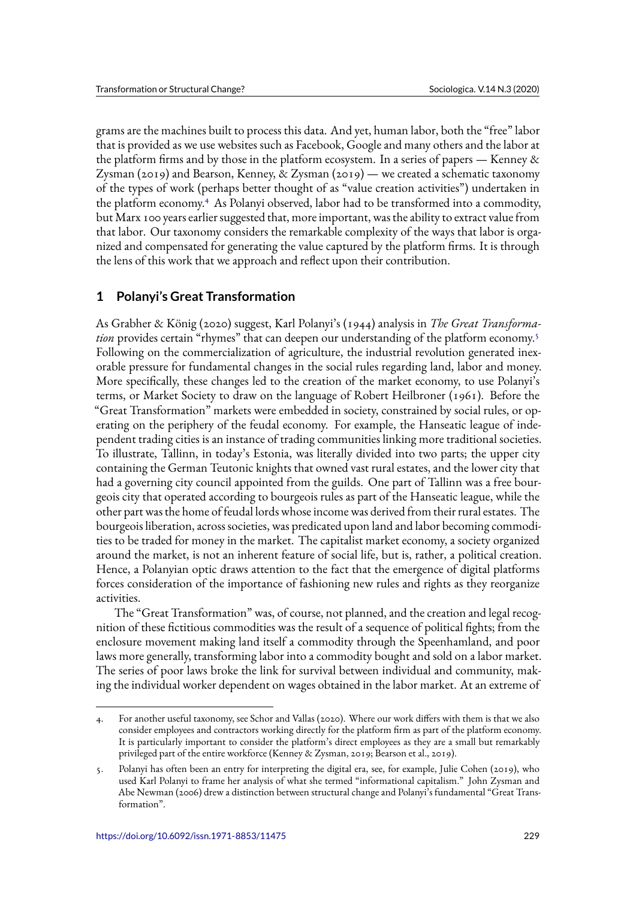grams are the machines built to process this data. And yet, human labor, both the "free" labor that is provided as we use websites such as Facebook, Google and many others and the labor at the platform firms and by those in the platform ecosystem. In a series of papers — Kenney & Zysman (2019) and Bearson, Kenney, & Zysman (2019) — we created a schematic taxonomy of the types of work (perhaps better thought of as "value creation activities") undertaken in the platform economy.[4] As Polanyi observed, labor had to be transformed into a commodity, but Marx 100 years earlier suggested that, more important, was the ability to extract value from that labor. Our taxonomy considers the remarkable complexity of the ways that labor is organized and compensated for generating the value captured by the platform firms. It is through the lens of this work that we approach and reflect upon their contribution.

## 1 Polanyi's Great Transformation

As Grabher & König (2020) suggest, Karl Polanyi's (1944) analysis in *The Great Transformation* provides certain "rhymes" that can deepen our understanding of the platform economy.[5] Following on the commercialization of agriculture, the industrial revolution generated inexorable pressure for fundamental changes in the social rules regarding land, labor and money. More specifically, these changes led to the creation of the market economy, to use Polanyi's terms, or Market Society to draw on the language of Robert Heilbroner (1961). Before the "Great Transformation" markets were embedded in society, constrained by social rules, or operating on the periphery of the feudal economy. For example, the Hanseatic league of independent trading cities is an instance of trading communities linking more traditional societies. To illustrate, Tallinn, in today's Estonia, was literally divided into two parts; the upper city containing the German Teutonic knights that owned vast rural estates, and the lower city that had a governing city council appointed from the guilds. One part of Tallinn was a free bourgeois city that operated according to bourgeois rules as part of the Hanseatic league, while the other part was the home of feudal lords whose income was derived from their rural estates. The bourgeois liberation, across societies, was predicated upon land and labor becoming commodities to be traded for money in the market. The capitalist market economy, a society organized around the market, is not an inherent feature of social life, but is, rather, a political creation. Hence, a Polanyian optic draws attention to the fact that the emergence of digital platforms forces consideration of the importance of fashioning new rules and rights as they reorganize activities.

The "Great Transformation" was, of course, not planned, and the creation and legal recognition of these fictitious commodities was the result of a sequence of political fights; from the enclosure movement making land itself a commodity through the Speenhamland, and poor laws more generally, transforming labor into a commodity bought and sold on a labor market. The series of poor laws broke the link for survival between individual and community, making the individual worker dependent on wages obtained in the labor market. At an extreme of

---

4. For another useful taxonomy, see Schor and Vallas (2020). Where our work differs with them is that we also consider employees and contractors working directly for the platform firm as part of the platform economy. It is particularly important to consider the platform's direct employees as they are a small but remarkably privileged part of the entire workforce (Kenney & Zysman, 2019; Bearson et al., 2019).

5. Polanyi has often been an entry for interpreting the digital era, see, for example, Julie Cohen (2019), who used Karl Polanyi to frame her analysis of what she termed "informational capitalism." John Zysman and Abe Newman (2006) drew a distinction between structural change and Polanyi's fundamental "Great Transformation".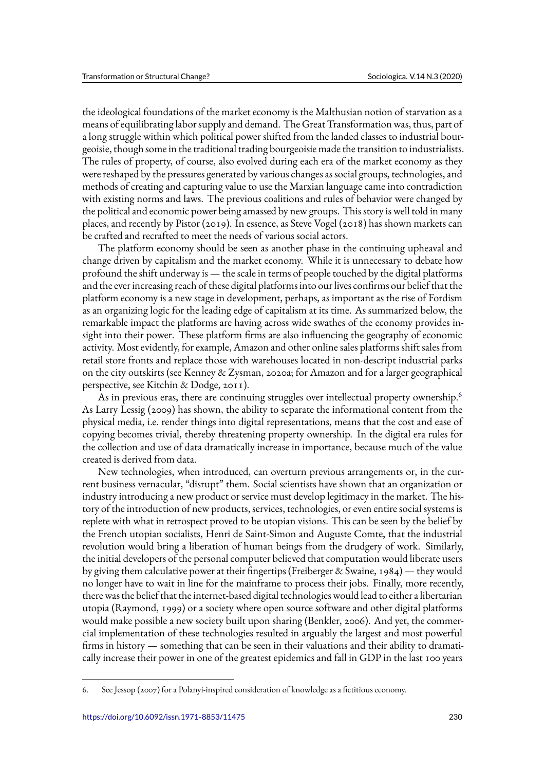the ideological foundations of the market economy is the Malthusian notion of starvation as a means of equilibrating labor supply and demand. The Great Transformation was, thus, part of a long struggle within which political power shifted from the landed classes to industrial bourgeoisie, though some in the traditional trading bourgeoisie made the transition to industrialists. The rules of property, of course, also evolved during each era of the market economy as they were reshaped by the pressures generated by various changes as social groups, technologies, and methods of creating and capturing value to use the Marxian language came into contradiction with existing norms and laws. The previous coalitions and rules of behavior were changed by the political and economic power being amassed by new groups. This story is well told in many places, and recently by Pistor (2019). In essence, as Steve Vogel (2018) has shown markets can be crafted and recrafted to meet the needs of various social actors.

The platform economy should be seen as another phase in the continuing upheaval and change driven by capitalism and the market economy. While it is unnecessary to debate how profound the shift underway is — the scale in terms of people touched by the digital platforms and the ever increasing reach of these digital platforms into our lives confirms our belief that the platform economy is a new stage in development, perhaps, as important as the rise of Fordism as an organizing logic for the leading edge of capitalism at its time. As summarized below, the remarkable impact the platforms are having across wide swathes of the economy provides insight into their power. These platform firms are also influencing the geography of economic activity. Most evidently, for example, Amazon and other online sales platforms shift sales from retail store fronts and replace those with warehouses located in non-descript industrial parks on the city outskirts (see Kenney & Zysman, 2020a; for Amazon and for a larger geographical perspective, see Kitchin & Dodge, 2011).

As in previous eras, there are continuing struggles over intellectual property ownership.[6] As Larry Lessig (2009) has shown, the ability to separate the informational content from the physical media, i.e. render things into digital representations, means that the cost and ease of copying becomes trivial, thereby threatening property ownership. In the digital era rules for the collection and use of data dramatically increase in importance, because much of the value created is derived from data.

New technologies, when introduced, can overturn previous arrangements or, in the current business vernacular, "disrupt" them. Social scientists have shown that an organization or industry introducing a new product or service must develop legitimacy in the market. The history of the introduction of new products, services, technologies, or even entire social systems is replete with what in retrospect proved to be utopian visions. This can be seen by the belief by the French utopian socialists, Henri de Saint-Simon and Auguste Comte, that the industrial revolution would bring a liberation of human beings from the drudgery of work. Similarly, the initial developers of the personal computer believed that computation would liberate users by giving them calculative power at their fingertips (Freiberger & Swaine, 1984) — they would no longer have to wait in line for the mainframe to process their jobs. Finally, more recently, there was the belief that the internet-based digital technologies would lead to either a libertarian utopia (Raymond, 1999) or a society where open source software and other digital platforms would make possible a new society built upon sharing (Benkler, 2006). And yet, the commercial implementation of these technologies resulted in arguably the largest and most powerful firms in history — something that can be seen in their valuations and their ability to dramatically increase their power in one of the greatest epidemics and fall in GDP in the last 100 years

6. See Jessop (2007) for a Polanyi-inspired consideration of knowledge as a fictitious economy.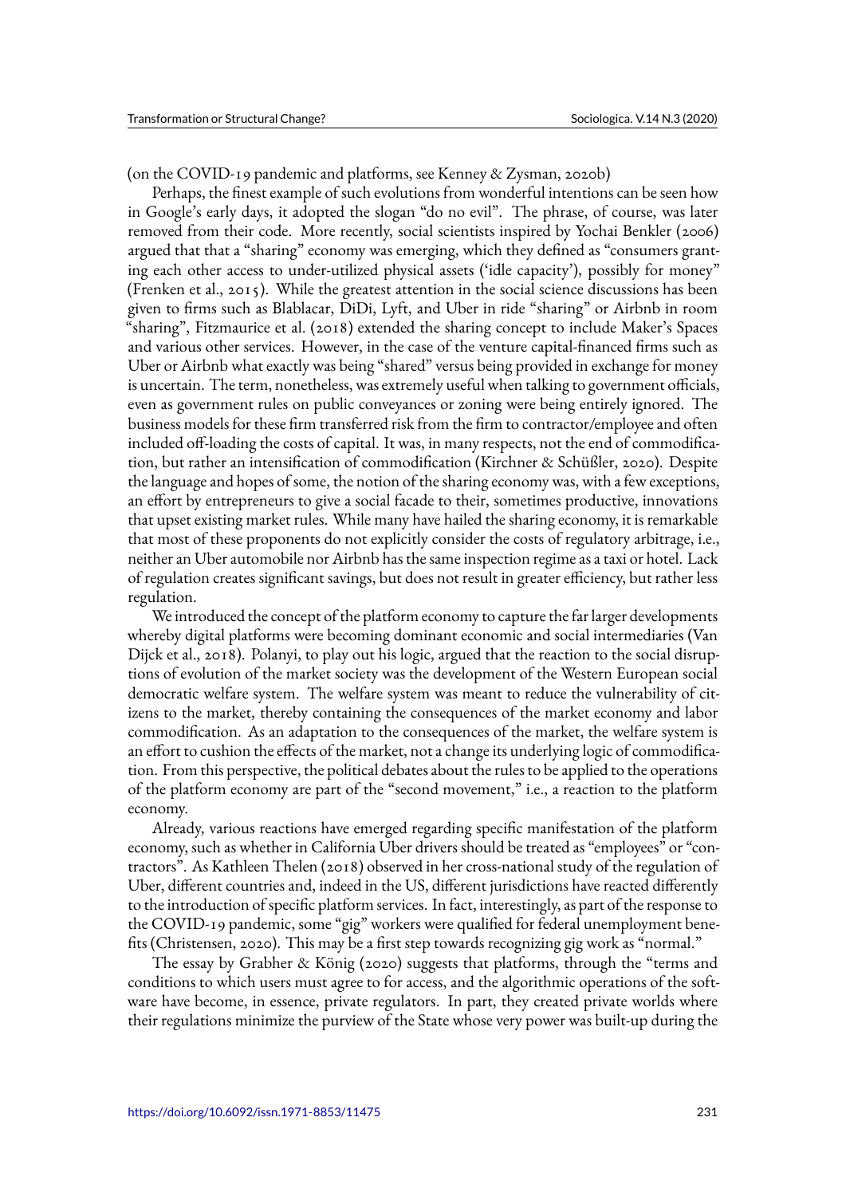(on the COVID-19 pandemic and platforms, see Kenney & Zysman, 2020b)

Perhaps, the finest example of such evolutions from wonderful intentions can be seen how in Google's early days, it adopted the slogan "do no evil". The phrase, of course, was later removed from their code. More recently, social scientists inspired by Yochai Benkler (2006) argued that that a "sharing" economy was emerging, which they defined as "consumers granting each other access to under-utilized physical assets ('idle capacity'), possibly for money" (Frenken et al., 2015). While the greatest attention in the social science discussions has been given to firms such as Blablacar, DiDi, Lyft, and Uber in ride "sharing" or Airbnb in room "sharing", Fitzmaurice et al. (2018) extended the sharing concept to include Maker's Spaces and various other services. However, in the case of the venture capital-financed firms such as Uber or Airbnb what exactly was being "shared" versus being provided in exchange for money is uncertain. The term, nonetheless, was extremely useful when talking to government officials, even as government rules on public conveyances or zoning were being entirely ignored. The business models for these firm transferred risk from the firm to contractor/employee and often included off-loading the costs of capital. It was, in many respects, not the end of commodification, but rather an intensification of commodification (Kirchner & Schüßler, 2020). Despite the language and hopes of some, the notion of the sharing economy was, with a few exceptions, an effort by entrepreneurs to give a social facade to their, sometimes productive, innovations that upset existing market rules. While many have hailed the sharing economy, it is remarkable that most of these proponents do not explicitly consider the costs of regulatory arbitrage, i.e., neither an Uber automobile nor Airbnb has the same inspection regime as a taxi or hotel. Lack of regulation creates significant savings, but does not result in greater efficiency, but rather less regulation.

We introduced the concept of the platform economy to capture the far larger developments whereby digital platforms were becoming dominant economic and social intermediaries (Van Dijck et al., 2018). Polanyi, to play out his logic, argued that the reaction to the social disruptions of evolution of the market society was the development of the Western European social democratic welfare system. The welfare system was meant to reduce the vulnerability of citizens to the market, thereby containing the consequences of the market economy and labor commodification. As an adaptation to the consequences of the market, the welfare system is an effort to cushion the effects of the market, not a change its underlying logic of commodification. From this perspective, the political debates about the rules to be applied to the operations of the platform economy are part of the "second movement," i.e., a reaction to the platform economy.

Already, various reactions have emerged regarding specific manifestation of the platform economy, such as whether in California Uber drivers should be treated as "employees" or "contractors". As Kathleen Thelen (2018) observed in her cross-national study of the regulation of Uber, different countries and, indeed in the US, different jurisdictions have reacted differently to the introduction of specific platform services. In fact, interestingly, as part of the response to the COVID-19 pandemic, some "gig" workers were qualified for federal unemployment benefits (Christensen, 2020). This may be a first step towards recognizing gig work as "normal."

The essay by Grabher & König (2020) suggests that platforms, through the "terms and conditions to which users must agree to for access, and the algorithmic operations of the software have become, in essence, private regulators. In part, they created private worlds where their regulations minimize the purview of the State whose very power was built-up during the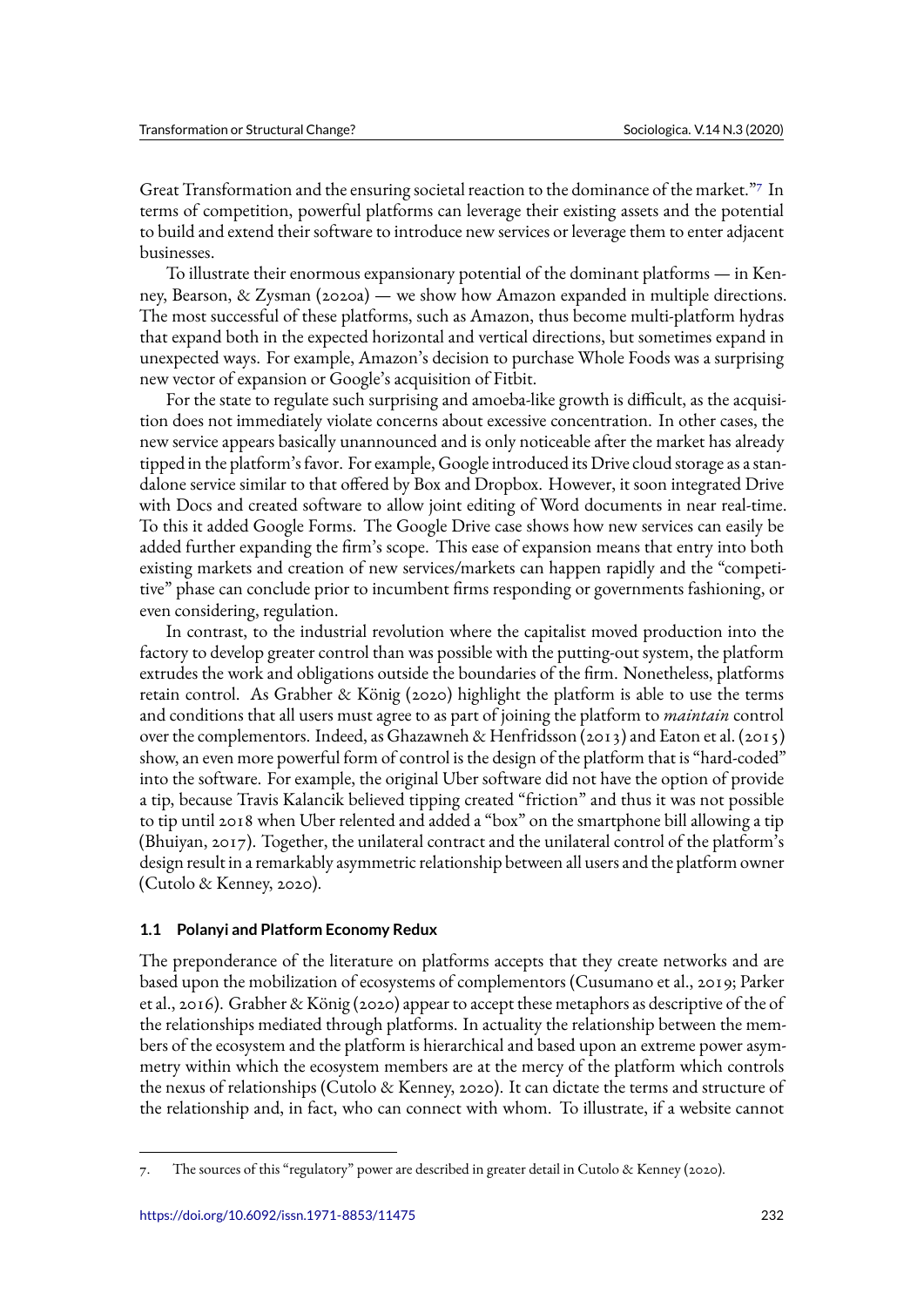Great Transformation and the ensuring societal reaction to the dominance of the market."[7] In terms of competition, powerful platforms can leverage their existing assets and the potential to build and extend their software to introduce new services or leverage them to enter adjacent businesses.

To illustrate their enormous expansionary potential of the dominant platforms — in Kenney, Bearson, & Zysman (2020a) — we show how Amazon expanded in multiple directions. The most successful of these platforms, such as Amazon, thus become multi-platform hydras that expand both in the expected horizontal and vertical directions, but sometimes expand in unexpected ways. For example, Amazon's decision to purchase Whole Foods was a surprising new vector of expansion or Google's acquisition of Fitbit.

For the state to regulate such surprising and amoeba-like growth is difficult, as the acquisition does not immediately violate concerns about excessive concentration. In other cases, the new service appears basically unannounced and is only noticeable after the market has already tipped in the platform's favor. For example, Google introduced its Drive cloud storage as a standalone service similar to that offered by Box and Dropbox. However, it soon integrated Drive with Docs and created software to allow joint editing of Word documents in near real-time. To this it added Google Forms. The Google Drive case shows how new services can easily be added further expanding the firm's scope. This ease of expansion means that entry into both existing markets and creation of new services/markets can happen rapidly and the "competitive" phase can conclude prior to incumbent firms responding or governments fashioning, or even considering, regulation.

In contrast, to the industrial revolution where the capitalist moved production into the factory to develop greater control than was possible with the putting-out system, the platform extrudes the work and obligations outside the boundaries of the firm. Nonetheless, platforms retain control. As Grabher & König (2020) highlight the platform is able to use the terms and conditions that all users must agree to as part of joining the platform to *maintain* control over the complementors. Indeed, as Ghazawneh & Henfridsson (2013) and Eaton et al. (2015) show, an even more powerful form of control is the design of the platform that is "hard-coded" into the software. For example, the original Uber software did not have the option of provide a tip, because Travis Kalancik believed tipping created "friction" and thus it was not possible to tip until 2018 when Uber relented and added a "box" on the smartphone bill allowing a tip (Bhuiyan, 2017). Together, the unilateral contract and the unilateral control of the platform's design result in a remarkably asymmetric relationship between all users and the platform owner (Cutolo & Kenney, 2020).

### 1.1 Polanyi and Platform Economy Redux

The preponderance of the literature on platforms accepts that they create networks and are based upon the mobilization of ecosystems of complementors (Cusumano et al., 2019; Parker et al., 2016). Grabher & König (2020) appear to accept these metaphors as descriptive of the of the relationships mediated through platforms. In actuality the relationship between the members of the ecosystem and the platform is hierarchical and based upon an extreme power asymmetry within which the ecosystem members are at the mercy of the platform which controls the nexus of relationships (Cutolo & Kenney, 2020). It can dictate the terms and structure of the relationship and, in fact, who can connect with whom. To illustrate, if a website cannot

7. The sources of this "regulatory" power are described in greater detail in Cutolo & Kenney (2020).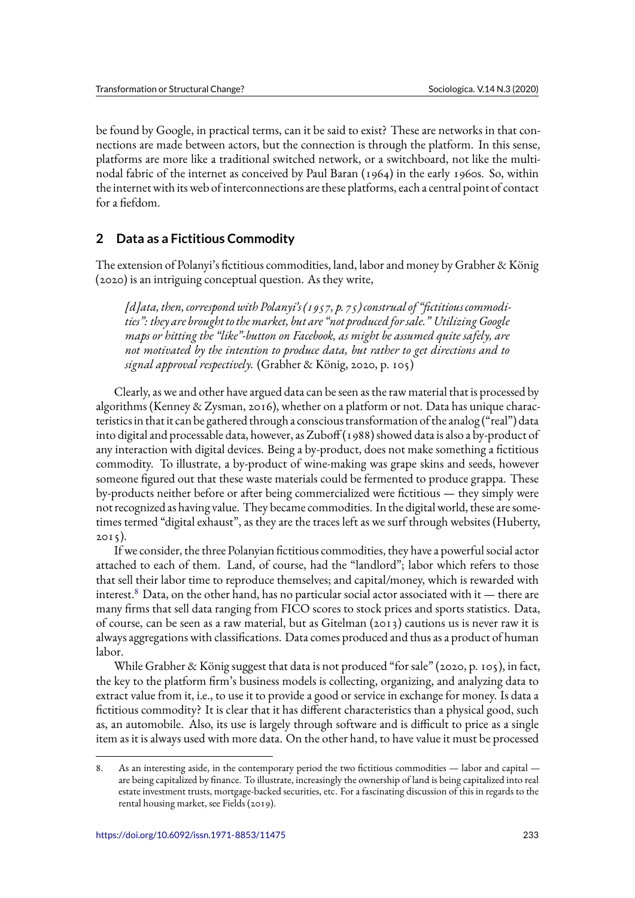be found by Google, in practical terms, can it be said to exist? These are networks in that connections are made between actors, but the connection is through the platform. In this sense, platforms are more like a traditional switched network, or a switchboard, not like the multinodal fabric of the internet as conceived by Paul Baran (1964) in the early 1960s. So, within the internet with its web of interconnections are these platforms, each a central point of contact for a fiefdom.

## 2 Data as a Fictitious Commodity

The extension of Polanyi's fictitious commodities, land, labor and money by Grabher & König (2020) is an intriguing conceptual question. As they write,

> *[d]ata, then, correspond with Polanyi's (1957, p. 75) construal of "fictitious commodities": they are brought to the market, but are "not produced for sale." Utilizing Google maps or hitting the "like"-button on Facebook, as might be assumed quite safely, are not motivated by the intention to produce data, but rather to get directions and to signal approval respectively.* (Grabher & König, 2020, p. 105)

Clearly, as we and other have argued data can be seen as the raw material that is processed by algorithms (Kenney & Zysman, 2016), whether on a platform or not. Data has unique characteristics in that it can be gathered through a conscious transformation of the analog ("real") data into digital and processable data, however, as Zuboff (1988) showed data is also a by-product of any interaction with digital devices. Being a by-product, does not make something a fictitious commodity. To illustrate, a by-product of wine-making was grape skins and seeds, however someone figured out that these waste materials could be fermented to produce grappa. These by-products neither before or after being commercialized were fictitious — they simply were not recognized as having value. They became commodities. In the digital world, these are sometimes termed "digital exhaust", as they are the traces left as we surf through websites (Huberty, 2015).

If we consider, the three Polanyian fictitious commodities, they have a powerful social actor attached to each of them. Land, of course, had the "landlord"; labor which refers to those that sell their labor time to reproduce themselves; and capital/money, which is rewarded with interest.[8] Data, on the other hand, has no particular social actor associated with it — there are many firms that sell data ranging from FICO scores to stock prices and sports statistics. Data, of course, can be seen as a raw material, but as Gitelman (2013) cautions us is never raw it is always aggregations with classifications. Data comes produced and thus as a product of human labor.

While Grabher & König suggest that data is not produced "for sale" (2020, p. 105), in fact, the key to the platform firm's business models is collecting, organizing, and analyzing data to extract value from it, i.e., to use it to provide a good or service in exchange for money. Is data a fictitious commodity? It is clear that it has different characteristics than a physical good, such as, an automobile. Also, its use is largely through software and is difficult to price as a single item as it is always used with more data. On the other hand, to have value it must be processed

8. As an interesting aside, in the contemporary period the two fictitious commodities — labor and capital — are being capitalized by finance. To illustrate, increasingly the ownership of land is being capitalized into real estate investment trusts, mortgage-backed securities, etc. For a fascinating discussion of this in regards to the rental housing market, see Fields (2019).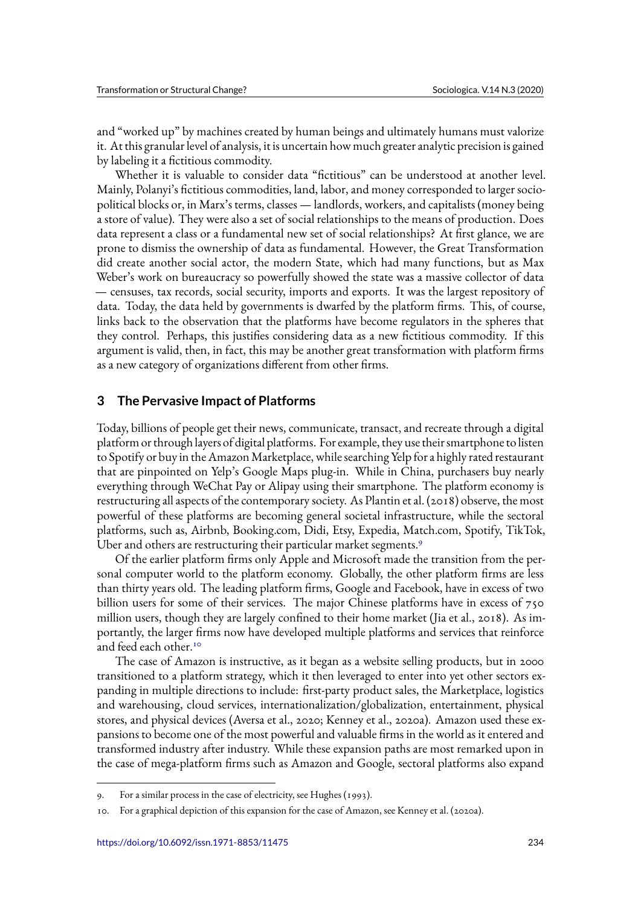and "worked up" by machines created by human beings and ultimately humans must valorize it. At this granular level of analysis, it is uncertain how much greater analytic precision is gained by labeling it a fictitious commodity.

Whether it is valuable to consider data "fictitious" can be understood at another level. Mainly, Polanyi's fictitious commodities, land, labor, and money corresponded to larger socio-political blocks or, in Marx's terms, classes — landlords, workers, and capitalists (money being a store of value). They were also a set of social relationships to the means of production. Does data represent a class or a fundamental new set of social relationships? At first glance, we are prone to dismiss the ownership of data as fundamental. However, the Great Transformation did create another social actor, the modern State, which had many functions, but as Max Weber's work on bureaucracy so powerfully showed the state was a massive collector of data — censuses, tax records, social security, imports and exports. It was the largest repository of data. Today, the data held by governments is dwarfed by the platform firms. This, of course, links back to the observation that the platforms have become regulators in the spheres that they control. Perhaps, this justifies considering data as a new fictitious commodity. If this argument is valid, then, in fact, this may be another great transformation with platform firms as a new category of organizations different from other firms.

## 3 The Pervasive Impact of Platforms

Today, billions of people get their news, communicate, transact, and recreate through a digital platform or through layers of digital platforms. For example, they use their smartphone to listen to Spotify or buy in the Amazon Marketplace, while searching Yelp for a highly rated restaurant that are pinpointed on Yelp's Google Maps plug-in. While in China, purchasers buy nearly everything through WeChat Pay or Alipay using their smartphone. The platform economy is restructuring all aspects of the contemporary society. As Plantin et al. (2018) observe, the most powerful of these platforms are becoming general societal infrastructure, while the sectoral platforms, such as, Airbnb, Booking.com, Didi, Etsy, Expedia, Match.com, Spotify, TikTok, Uber and others are restructuring their particular market segments.[9]

Of the earlier platform firms only Apple and Microsoft made the transition from the personal computer world to the platform economy. Globally, the other platform firms are less than thirty years old. The leading platform firms, Google and Facebook, have in excess of two billion users for some of their services. The major Chinese platforms have in excess of 750 million users, though they are largely confined to their home market (Jia et al., 2018). As importantly, the larger firms now have developed multiple platforms and services that reinforce and feed each other.[10]

The case of Amazon is instructive, as it began as a website selling products, but in 2000 transitioned to a platform strategy, which it then leveraged to enter into yet other sectors expanding in multiple directions to include: first-party product sales, the Marketplace, logistics and warehousing, cloud services, internationalization/globalization, entertainment, physical stores, and physical devices (Aversa et al., 2020; Kenney et al., 2020a). Amazon used these expansions to become one of the most powerful and valuable firms in the world as it entered and transformed industry after industry. While these expansion paths are most remarked upon in the case of mega-platform firms such as Amazon and Google, sectoral platforms also expand

---

9. For a similar process in the case of electricity, see Hughes (1993).

10. For a graphical depiction of this expansion for the case of Amazon, see Kenney et al. (2020a).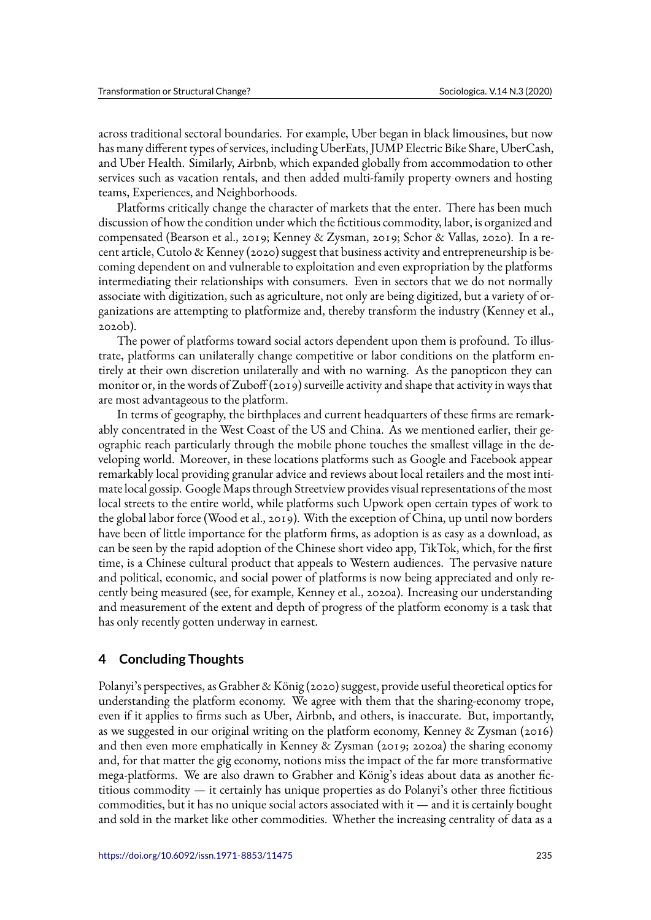across traditional sectoral boundaries. For example, Uber began in black limousines, but now has many different types of services, including UberEats, JUMP Electric Bike Share, UberCash, and Uber Health. Similarly, Airbnb, which expanded globally from accommodation to other services such as vacation rentals, and then added multi-family property owners and hosting teams, Experiences, and Neighborhoods.

Platforms critically change the character of markets that the enter. There has been much discussion of how the condition under which the fictitious commodity, labor, is organized and compensated (Bearson et al., 2019; Kenney & Zysman, 2019; Schor & Vallas, 2020). In a recent article, Cutolo & Kenney (2020) suggest that business activity and entrepreneurship is becoming dependent on and vulnerable to exploitation and even expropriation by the platforms intermediating their relationships with consumers. Even in sectors that we do not normally associate with digitization, such as agriculture, not only are being digitized, but a variety of organizations are attempting to platformize and, thereby transform the industry (Kenney et al., 2020b).

The power of platforms toward social actors dependent upon them is profound. To illustrate, platforms can unilaterally change competitive or labor conditions on the platform entirely at their own discretion unilaterally and with no warning. As the panopticon they can monitor or, in the words of Zuboff (2019) surveille activity and shape that activity in ways that are most advantageous to the platform.

In terms of geography, the birthplaces and current headquarters of these firms are remarkably concentrated in the West Coast of the US and China. As we mentioned earlier, their geographic reach particularly through the mobile phone touches the smallest village in the developing world. Moreover, in these locations platforms such as Google and Facebook appear remarkably local providing granular advice and reviews about local retailers and the most intimate local gossip. Google Maps through Streetview provides visual representations of the most local streets to the entire world, while platforms such Upwork open certain types of work to the global labor force (Wood et al., 2019). With the exception of China, up until now borders have been of little importance for the platform firms, as adoption is as easy as a download, as can be seen by the rapid adoption of the Chinese short video app, TikTok, which, for the first time, is a Chinese cultural product that appeals to Western audiences. The pervasive nature and political, economic, and social power of platforms is now being appreciated and only recently being measured (see, for example, Kenney et al., 2020a). Increasing our understanding and measurement of the extent and depth of progress of the platform economy is a task that has only recently gotten underway in earnest.

## 4 Concluding Thoughts

Polanyi's perspectives, as Grabher & König (2020) suggest, provide useful theoretical optics for understanding the platform economy. We agree with them that the sharing-economy trope, even if it applies to firms such as Uber, Airbnb, and others, is inaccurate. But, importantly, as we suggested in our original writing on the platform economy, Kenney & Zysman (2016) and then even more emphatically in Kenney & Zysman (2019; 2020a) the sharing economy and, for that matter the gig economy, notions miss the impact of the far more transformative mega-platforms. We are also drawn to Grabher and König's ideas about data as another fictitious commodity — it certainly has unique properties as do Polanyi's other three fictitious commodities, but it has no unique social actors associated with it — and it is certainly bought and sold in the market like other commodities. Whether the increasing centrality of data as a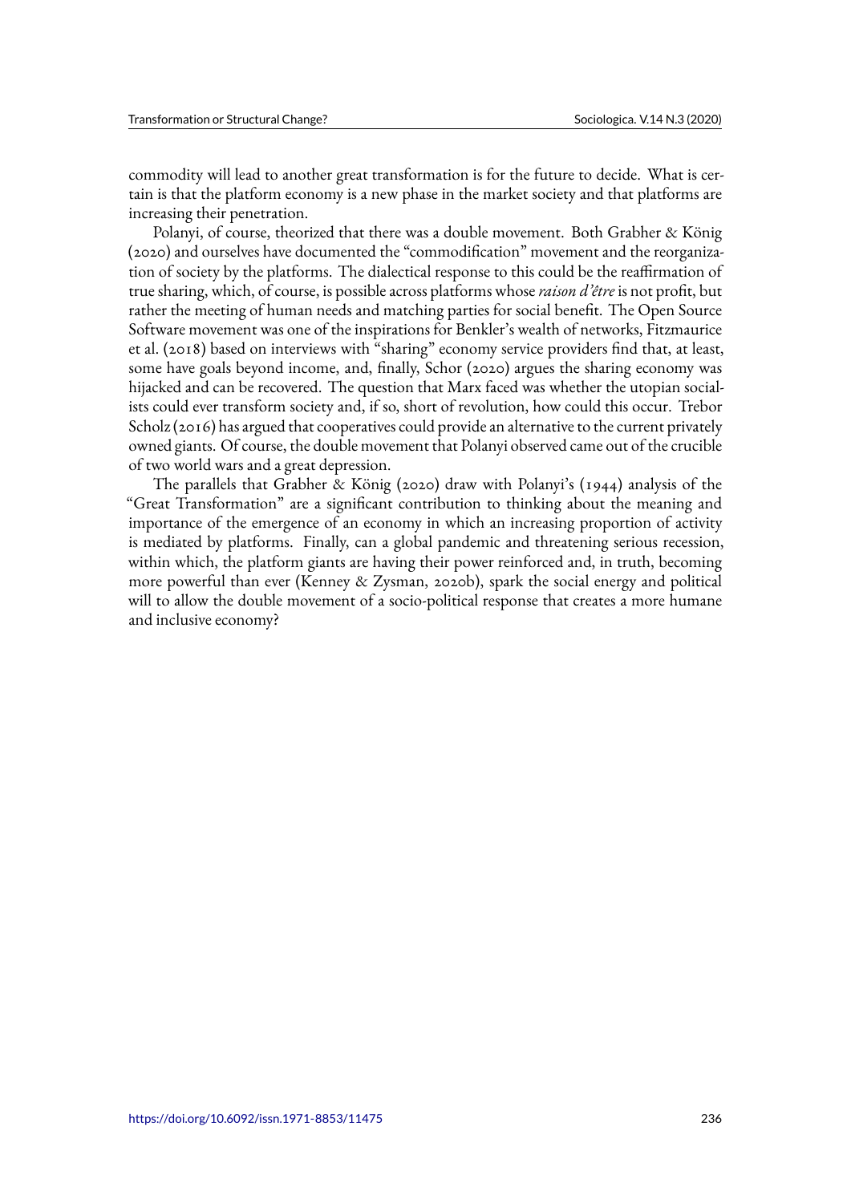commodity will lead to another great transformation is for the future to decide. What is certain is that the platform economy is a new phase in the market society and that platforms are increasing their penetration.

Polanyi, of course, theorized that there was a double movement. Both Grabher & König (2020) and ourselves have documented the "commodification" movement and the reorganization of society by the platforms. The dialectical response to this could be the reaffirmation of true sharing, which, of course, is possible across platforms whose *raison d'être* is not profit, but rather the meeting of human needs and matching parties for social benefit. The Open Source Software movement was one of the inspirations for Benkler's wealth of networks, Fitzmaurice et al. (2018) based on interviews with "sharing" economy service providers find that, at least, some have goals beyond income, and, finally, Schor (2020) argues the sharing economy was hijacked and can be recovered. The question that Marx faced was whether the utopian socialists could ever transform society and, if so, short of revolution, how could this occur. Trebor Scholz (2016) has argued that cooperatives could provide an alternative to the current privately owned giants. Of course, the double movement that Polanyi observed came out of the crucible of two world wars and a great depression.

The parallels that Grabher & König (2020) draw with Polanyi's (1944) analysis of the "Great Transformation" are a significant contribution to thinking about the meaning and importance of the emergence of an economy in which an increasing proportion of activity is mediated by platforms. Finally, can a global pandemic and threatening serious recession, within which, the platform giants are having their power reinforced and, in truth, becoming more powerful than ever (Kenney & Zysman, 2020b), spark the social energy and political will to allow the double movement of a socio-political response that creates a more humane and inclusive economy?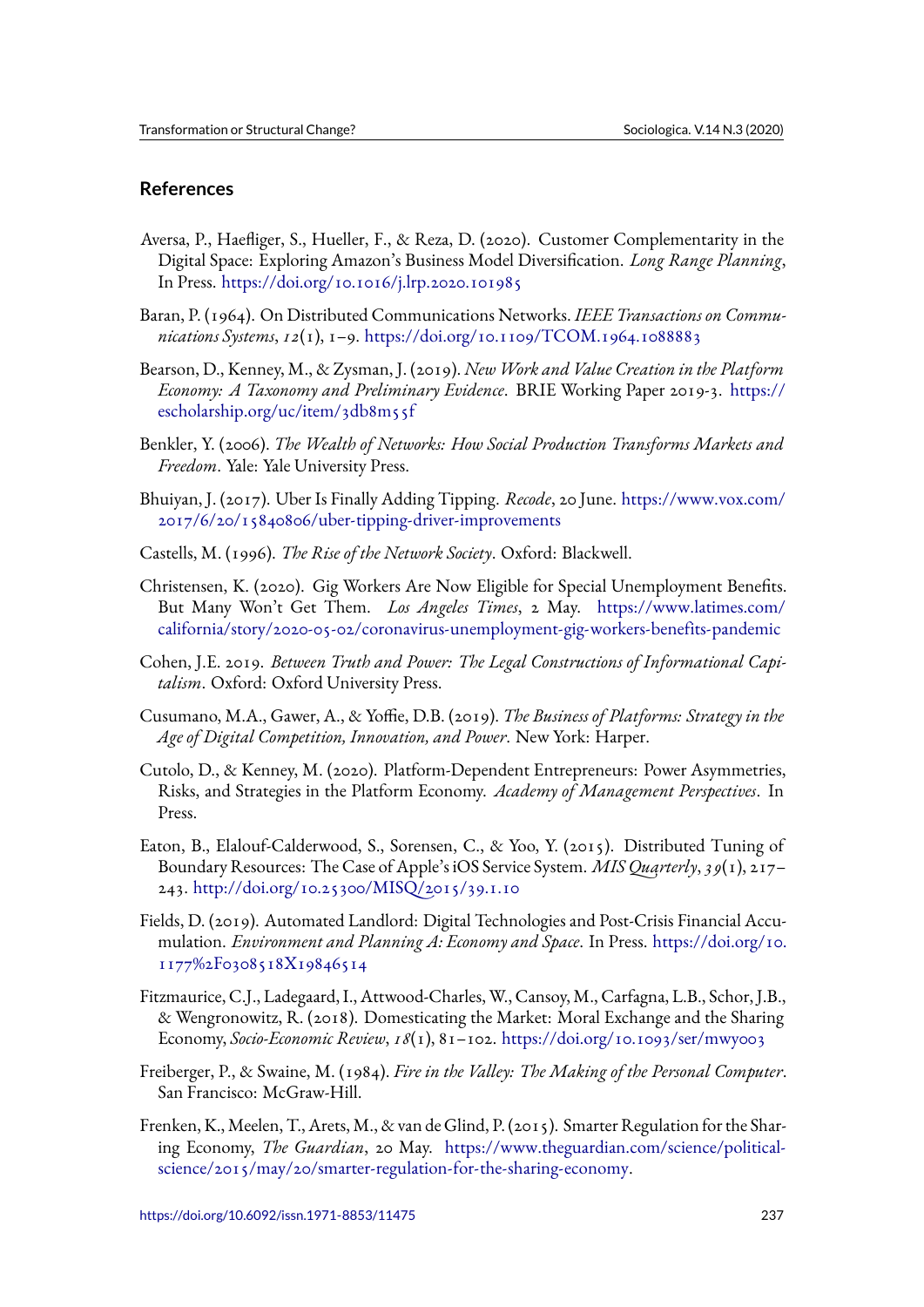## References

Aversa, P., Haefliger, S., Hueller, F., & Reza, D. (2020). Customer Complementarity in the Digital Space: Exploring Amazon's Business Model Diversification. *Long Range Planning*, In Press. https://doi.org/10.1016/j.lrp.2020.101985

Baran, P. (1964). On Distributed Communications Networks. *IEEE Transactions on Communications Systems*, *12*(1), 1–9. https://doi.org/10.1109/TCOM.1964.1088883

Bearson, D., Kenney, M., & Zysman, J. (2019). *New Work and Value Creation in the Platform Economy: A Taxonomy and Preliminary Evidence*. BRIE Working Paper 2019-3. https://escholarship.org/uc/item/3db8m55f

Benkler, Y. (2006). *The Wealth of Networks: How Social Production Transforms Markets and Freedom*. Yale: Yale University Press.

Bhuiyan, J. (2017). Uber Is Finally Adding Tipping. *Recode*, 20 June. https://www.vox.com/2017/6/20/15840806/uber-tipping-driver-improvements

Castells, M. (1996). *The Rise of the Network Society*. Oxford: Blackwell.

Christensen, K. (2020). Gig Workers Are Now Eligible for Special Unemployment Benefits. But Many Won't Get Them. *Los Angeles Times*, 2 May. https://www.latimes.com/california/story/2020-05-02/coronavirus-unemployment-gig-workers-benefits-pandemic

Cohen, J.E. 2019. *Between Truth and Power: The Legal Constructions of Informational Capitalism*. Oxford: Oxford University Press.

Cusumano, M.A., Gawer, A., & Yoffie, D.B. (2019). *The Business of Platforms: Strategy in the Age of Digital Competition, Innovation, and Power*. New York: Harper.

Cutolo, D., & Kenney, M. (2020). Platform-Dependent Entrepreneurs: Power Asymmetries, Risks, and Strategies in the Platform Economy. *Academy of Management Perspectives*. In Press.

Eaton, B., Elalouf-Calderwood, S., Sorensen, C., & Yoo, Y. (2015). Distributed Tuning of Boundary Resources: The Case of Apple's iOS Service System. *MIS Quarterly*, *39*(1), 217–243. http://doi.org/10.25300/MISQ/2015/39.1.10

Fields, D. (2019). Automated Landlord: Digital Technologies and Post-Crisis Financial Accumulation. *Environment and Planning A: Economy and Space*. In Press. https://doi.org/10.1177%2F0308518X19846514

Fitzmaurice, C.J., Ladegaard, I., Attwood-Charles, W., Cansoy, M., Carfagna, L.B., Schor, J.B., & Wengronowitz, R. (2018). Domesticating the Market: Moral Exchange and the Sharing Economy, *Socio-Economic Review*, *18*(1), 81–102. https://doi.org/10.1093/ser/mwy003

Freiberger, P., & Swaine, M. (1984). *Fire in the Valley: The Making of the Personal Computer*. San Francisco: McGraw-Hill.

Frenken, K., Meelen, T., Arets, M., & van de Glind, P. (2015). Smarter Regulation for the Sharing Economy, *The Guardian*, 20 May. https://www.theguardian.com/science/political-science/2015/may/20/smarter-regulation-for-the-sharing-economy.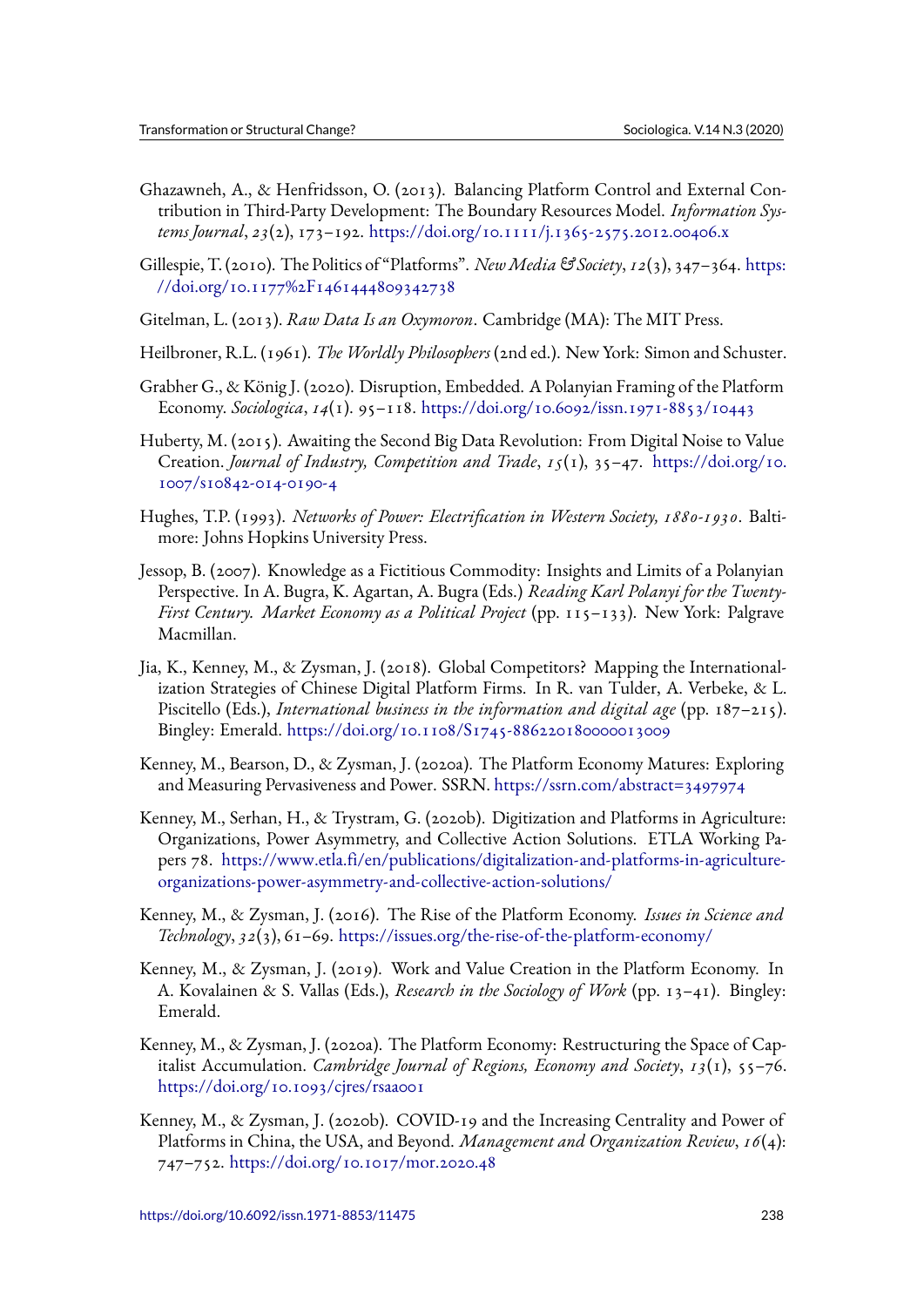Ghazawneh, A., & Henfridsson, O. (2013). Balancing Platform Control and External Contribution in Third-Party Development: The Boundary Resources Model. *Information Systems Journal*, *23*(2), 173–192. https://doi.org/10.1111/j.1365-2575.2012.00406.x

Gillespie, T. (2010). The Politics of "Platforms". *New Media & Society*, *12*(3), 347–364. https://doi.org/10.1177%2F1461444809342738

Gitelman, L. (2013). *Raw Data Is an Oxymoron*. Cambridge (MA): The MIT Press.

Heilbroner, R.L. (1961). *The Worldly Philosophers* (2nd ed.). New York: Simon and Schuster.

Grabher G., & König J. (2020). Disruption, Embedded. A Polanyian Framing of the Platform Economy. *Sociologica*, *14*(1). 95–118. https://doi.org/10.6092/issn.1971-8853/10443

Huberty, M. (2015). Awaiting the Second Big Data Revolution: From Digital Noise to Value Creation. *Journal of Industry, Competition and Trade*, *15*(1), 35–47. https://doi.org/10.1007/s10842-014-0190-4

Hughes, T.P. (1993). *Networks of Power: Electrification in Western Society, 1880-1930*. Baltimore: Johns Hopkins University Press.

Jessop, B. (2007). Knowledge as a Fictitious Commodity: Insights and Limits of a Polanyian Perspective. In A. Bugra, K. Agartan, A. Bugra (Eds.) *Reading Karl Polanyi for the Twenty-First Century. Market Economy as a Political Project* (pp. 115–133). New York: Palgrave Macmillan.

Jia, K., Kenney, M., & Zysman, J. (2018). Global Competitors? Mapping the Internationalization Strategies of Chinese Digital Platform Firms. In R. van Tulder, A. Verbeke, & L. Piscitello (Eds.), *International business in the information and digital age* (pp. 187–215). Bingley: Emerald. https://doi.org/10.1108/S1745-886220180000013009

Kenney, M., Bearson, D., & Zysman, J. (2020a). The Platform Economy Matures: Exploring and Measuring Pervasiveness and Power. SSRN. https://ssrn.com/abstract=3497974

Kenney, M., Serhan, H., & Trystram, G. (2020b). Digitization and Platforms in Agriculture: Organizations, Power Asymmetry, and Collective Action Solutions. ETLA Working Papers 78. https://www.etla.fi/en/publications/digitalization-and-platforms-in-agriculture-organizations-power-asymmetry-and-collective-action-solutions/

Kenney, M., & Zysman, J. (2016). The Rise of the Platform Economy. *Issues in Science and Technology*, *32*(3), 61–69. https://issues.org/the-rise-of-the-platform-economy/

Kenney, M., & Zysman, J. (2019). Work and Value Creation in the Platform Economy. In A. Kovalainen & S. Vallas (Eds.), *Research in the Sociology of Work* (pp. 13–41). Bingley: Emerald.

Kenney, M., & Zysman, J. (2020a). The Platform Economy: Restructuring the Space of Capitalist Accumulation. *Cambridge Journal of Regions, Economy and Society*, *13*(1), 55–76. https://doi.org/10.1093/cjres/rsaa001

Kenney, M., & Zysman, J. (2020b). COVID-19 and the Increasing Centrality and Power of Platforms in China, the USA, and Beyond. *Management and Organization Review*, *16*(4): 747–752. https://doi.org/10.1017/mor.2020.48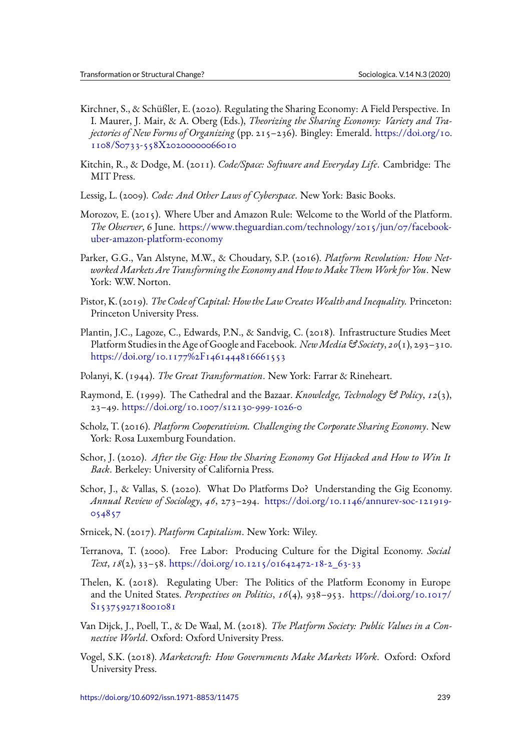Kirchner, S., & Schüßler, E. (2020). Regulating the Sharing Economy: A Field Perspective. In I. Maurer, J. Mair, & A. Oberg (Eds.), *Theorizing the Sharing Economy: Variety and Trajectories of New Forms of Organizing* (pp. 215–236). Bingley: Emerald. https://doi.org/10.1108/S0733-558X20200000066010

Kitchin, R., & Dodge, M. (2011). *Code/Space: Software and Everyday Life*. Cambridge: The MIT Press.

Lessig, L. (2009). *Code: And Other Laws of Cyberspace*. New York: Basic Books.

Morozov, E. (2015). Where Uber and Amazon Rule: Welcome to the World of the Platform. *The Observer*, 6 June. https://www.theguardian.com/technology/2015/jun/07/facebook-uber-amazon-platform-economy

Parker, G.G., Van Alstyne, M.W., & Choudary, S.P. (2016). *Platform Revolution: How Networked Markets Are Transforming the Economy and How to Make Them Work for You*. New York: W.W. Norton.

Pistor, K. (2019). *The Code of Capital: How the Law Creates Wealth and Inequality.* Princeton: Princeton University Press.

Plantin, J.C., Lagoze, C., Edwards, P.N., & Sandvig, C. (2018). Infrastructure Studies Meet Platform Studies in the Age of Google and Facebook. *New Media & Society*, *20*(1), 293–310. https://doi.org/10.1177%2F1461444816661553

Polanyi, K. (1944). *The Great Transformation*. New York: Farrar & Rineheart.

Raymond, E. (1999). The Cathedral and the Bazaar. *Knowledge, Technology & Policy*, *12*(3), 23–49. https://doi.org/10.1007/s12130-999-1026-0

Scholz, T. (2016). *Platform Cooperativism. Challenging the Corporate Sharing Economy*. New York: Rosa Luxemburg Foundation.

Schor, J. (2020). *After the Gig: How the Sharing Economy Got Hijacked and How to Win It Back*. Berkeley: University of California Press.

Schor, J., & Vallas, S. (2020). What Do Platforms Do? Understanding the Gig Economy. *Annual Review of Sociology*, *46*, 273–294. https://doi.org/10.1146/annurev-soc-121919-054857

Srnicek, N. (2017). *Platform Capitalism*. New York: Wiley.

Terranova, T. (2000). Free Labor: Producing Culture for the Digital Economy. *Social Text*, *18*(2), 33–58. https://doi.org/10.1215/01642472-18-2_63-33

Thelen, K. (2018). Regulating Uber: The Politics of the Platform Economy in Europe and the United States. *Perspectives on Politics*, *16*(4), 938–953. https://doi.org/10.1017/S1537592718001081

Van Dijck, J., Poell, T., & De Waal, M. (2018). *The Platform Society: Public Values in a Connective World*. Oxford: Oxford University Press.

Vogel, S.K. (2018). *Marketcraft: How Governments Make Markets Work*. Oxford: Oxford University Press.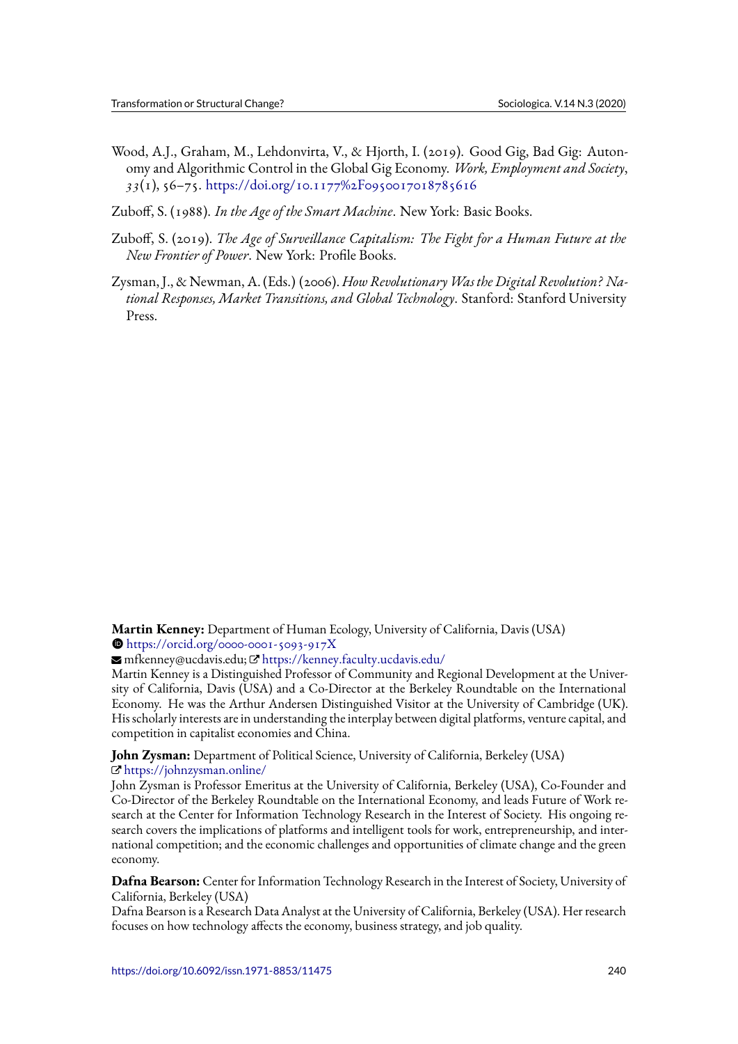Wood, A.J., Graham, M., Lehdonvirta, V., & Hjorth, I. (2019). Good Gig, Bad Gig: Autonomy and Algorithmic Control in the Global Gig Economy. *Work, Employment and Society*, *33*(1), 56–75. https://doi.org/10.1177%2F0950017018785616

Zuboff, S. (1988). *In the Age of the Smart Machine*. New York: Basic Books.

Zuboff, S. (2019). *The Age of Surveillance Capitalism: The Fight for a Human Future at the New Frontier of Power*. New York: Profile Books.

Zysman, J., & Newman, A. (Eds.) (2006). *How Revolutionary Was the Digital Revolution? National Responses, Market Transitions, and Global Technology*. Stanford: Stanford University Press.

**Martin Kenney:** Department of Human Ecology, University of California, Davis (USA)
https://orcid.org/0000-0001-5093-917X
mfkenney@ucdavis.edu; https://kenney.faculty.ucdavis.edu/
Martin Kenney is a Distinguished Professor of Community and Regional Development at the University of California, Davis (USA) and a Co-Director at the Berkeley Roundtable on the International Economy. He was the Arthur Andersen Distinguished Visitor at the University of Cambridge (UK). His scholarly interests are in understanding the interplay between digital platforms, venture capital, and competition in capitalist economies and China.

**John Zysman:** Department of Political Science, University of California, Berkeley (USA)
https://johnzysman.online/
John Zysman is Professor Emeritus at the University of California, Berkeley (USA), Co-Founder and Co-Director of the Berkeley Roundtable on the International Economy, and leads Future of Work research at the Center for Information Technology Research in the Interest of Society. His ongoing research covers the implications of platforms and intelligent tools for work, entrepreneurship, and international competition; and the economic challenges and opportunities of climate change and the green economy.

**Dafna Bearson:** Center for Information Technology Research in the Interest of Society, University of California, Berkeley (USA)
Dafna Bearson is a Research Data Analyst at the University of California, Berkeley (USA). Her research focuses on how technology affects the economy, business strategy, and job quality.